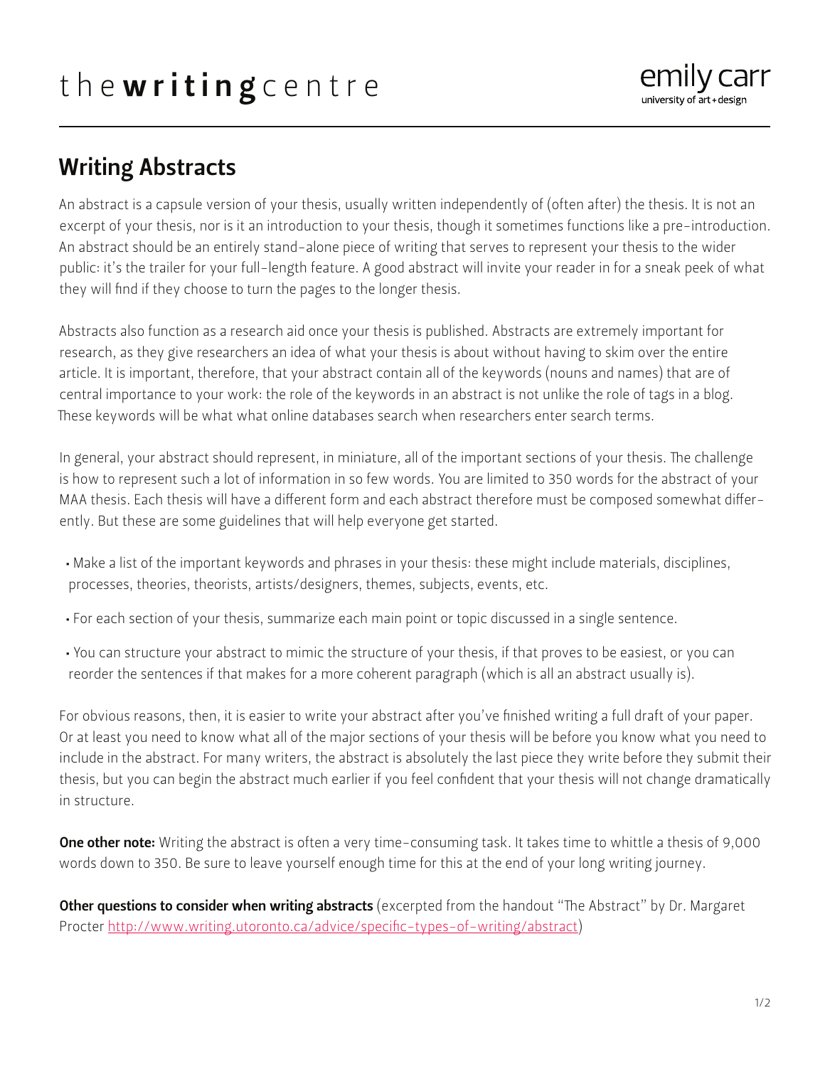# the writing centre

emily carr university of art + design

## Writing Abstracts

An abstract is a capsule version of your thesis, usually written independently of (often after) the thesis. It is not an excerpt of your thesis, nor is it an introduction to your thesis, though it sometimes functions like a pre-introduction. An abstract should be an entirely stand-alone piece of writing that serves to represent your thesis to the wider public: it's the trailer for your full-length feature. A good abstract will invite your reader in for a sneak peek of what they will find if they choose to turn the pages to the longer thesis.

Abstracts also function as a research aid once your thesis is published. Abstracts are extremely important for research, as they give researchers an idea of what your thesis is about without having to skim over the entire article. It is important, therefore, that your abstract contain all of the keywords (nouns and names) that are of central importance to your work: the role of the keywords in an abstract is not unlike the role of tags in a blog. These keywords will be what what online databases search when researchers enter search terms.

In general, your abstract should represent, in miniature, all of the important sections of your thesis. The challenge is how to represent such a lot of information in so few words. You are limited to 350 words for the abstract of your MAA thesis. Each thesis will have a different form and each abstract therefore must be composed somewhat differently. But these are some guidelines that will help everyone get started.

- Make a list of the important keywords and phrases in your thesis: these might include materials, disciplines, processes, theories, theorists, artists/designers, themes, subjects, events, etc.
- For each section of your thesis, summarize each main point or topic discussed in a single sentence.
- You can structure your abstract to mimic the structure of your thesis, if that proves to be easiest, or you can reorder the sentences if that makes for a more coherent paragraph (which is all an abstract usually is).

For obvious reasons, then, it is easier to write your abstract after you've finished writing a full draft of your paper. Or at least you need to know what all of the major sections of your thesis will be before you know what you need to include in the abstract. For many writers, the abstract is absolutely the last piece they write before they submit their thesis, but you can begin the abstract much earlier if you feel confident that your thesis will not change dramatically in structure.

**One other note:** Writing the abstract is often a very time-consuming task. It takes time to whittle a thesis of 9,000 words down to 350. Be sure to leave yourself enough time for this at the end of your long writing journey.

**Other questions to consider when writing abstracts** (excerpted from the handout "The Abstract" by Dr. Margaret Procter http://www.writing.utoronto.ca/advice/specific-types-of-writing/abstract)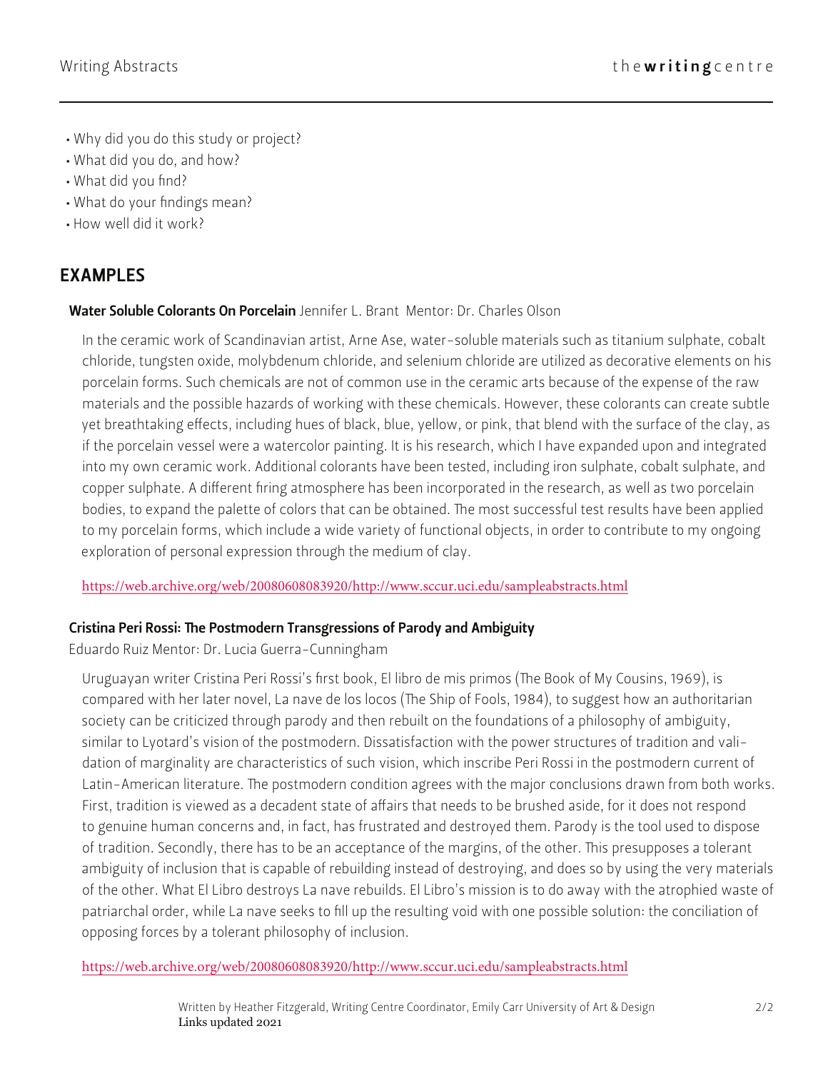- Why did you do this study or project?
- What did you do, and how?
- What did you find?
- What do your findings mean?
- How well did it work?

## EXAMPLES

**Water Soluble Colorants On Porcelain** Jennifer L. Brant Mentor: Dr. Charles Olson

In the ceramic work of Scandinavian artist, Arne Ase, water-soluble materials such as titanium sulphate, cobalt chloride, tungsten oxide, molybdenum chloride, and selenium chloride are utilized as decorative elements on his porcelain forms. Such chemicals are not of common use in the ceramic arts because of the expense of the raw materials and the possible hazards of working with these chemicals. However, these colorants can create subtle yet breathtaking effects, including hues of black, blue, yellow, or pink, that blend with the surface of the clay, as if the porcelain vessel were a watercolor painting. It is his research, which I have expanded upon and integrated into my own ceramic work. Additional colorants have been tested, including iron sulphate, cobalt sulphate, and copper sulphate. A different firing atmosphere has been incorporated in the research, as well as two porcelain bodies, to expand the palette of colors that can be obtained. The most successful test results have been applied to my porcelain forms, which include a wide variety of functional objects, in order to contribute to my ongoing exploration of personal expression through the medium of clay.

https://web.archive.org/web/20080608083920/http://www.sccur.uci.edu/sampleabstracts.html

**Cristina Peri Rossi: The Postmodern Transgressions of Parody and Ambiguity**

Eduardo Ruiz Mentor: Dr. Lucia Guerra-Cunningham

Uruguayan writer Cristina Peri Rossi's first book, El libro de mis primos (The Book of My Cousins, 1969), is compared with her later novel, La nave de los locos (The Ship of Fools, 1984), to suggest how an authoritarian society can be criticized through parody and then rebuilt on the foundations of a philosophy of ambiguity, similar to Lyotard's vision of the postmodern. Dissatisfaction with the power structures of tradition and validation of marginality are characteristics of such vision, which inscribe Peri Rossi in the postmodern current of Latin-American literature. The postmodern condition agrees with the major conclusions drawn from both works. First, tradition is viewed as a decadent state of affairs that needs to be brushed aside, for it does not respond to genuine human concerns and, in fact, has frustrated and destroyed them. Parody is the tool used to dispose of tradition. Secondly, there has to be an acceptance of the margins, of the other. This presupposes a tolerant ambiguity of inclusion that is capable of rebuilding instead of destroying, and does so by using the very materials of the other. What El Libro destroys La nave rebuilds. El Libro's mission is to do away with the atrophied waste of patriarchal order, while La nave seeks to fill up the resulting void with one possible solution: the conciliation of opposing forces by a tolerant philosophy of inclusion.

https://web.archive.org/web/20080608083920/http://www.sccur.uci.edu/sampleabstracts.html

Written by Heather Fitzgerald, Writing Centre Coordinator, Emily Carr University of Art & Design
Links updated 2021